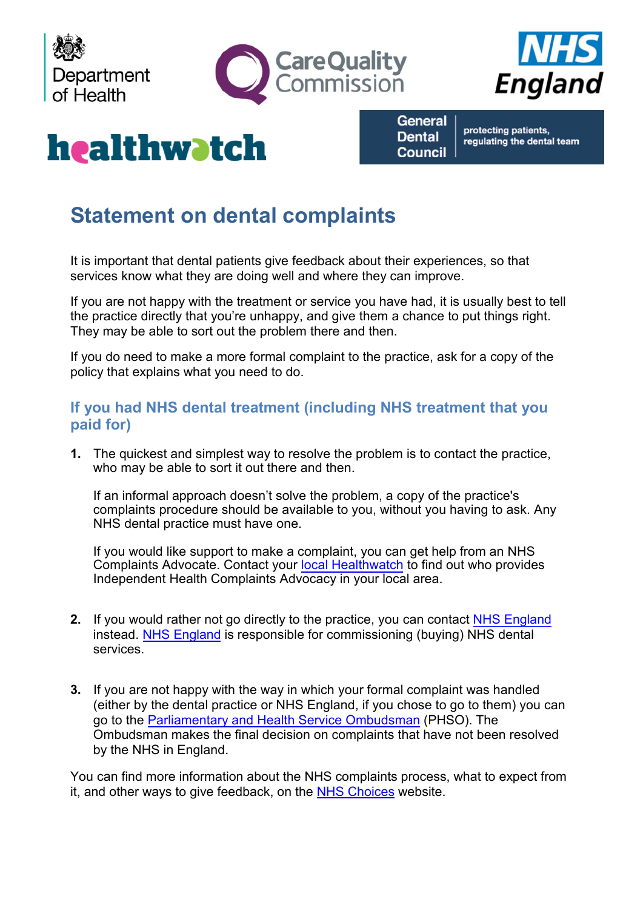# Statement on dental complaints

It is important that dental patients give feedback about their experiences, so that services know what they are doing well and where they can improve.

If you are not happy with the treatment or service you have had, it is usually best to tell the practice directly that you're unhappy, and give them a chance to put things right. They may be able to sort out the problem there and then.

If you do need to make a more formal complaint to the practice, ask for a copy of the policy that explains what you need to do.

## If you had NHS dental treatment (including NHS treatment that you paid for)

1. The quickest and simplest way to resolve the problem is to contact the practice, who may be able to sort it out there and then.

   If an informal approach doesn't solve the problem, a copy of the practice's complaints procedure should be available to you, without you having to ask. Any NHS dental practice must have one.

   If you would like support to make a complaint, you can get help from an NHS Complaints Advocate. Contact your local Healthwatch to find out who provides Independent Health Complaints Advocacy in your local area.

2. If you would rather not go directly to the practice, you can contact NHS England instead. NHS England is responsible for commissioning (buying) NHS dental services.

3. If you are not happy with the way in which your formal complaint was handled (either by the dental practice or NHS England, if you chose to go to them) you can go to the Parliamentary and Health Service Ombudsman (PHSO). The Ombudsman makes the final decision on complaints that have not been resolved by the NHS in England.

You can find more information about the NHS complaints process, what to expect from it, and other ways to give feedback, on the NHS Choices website.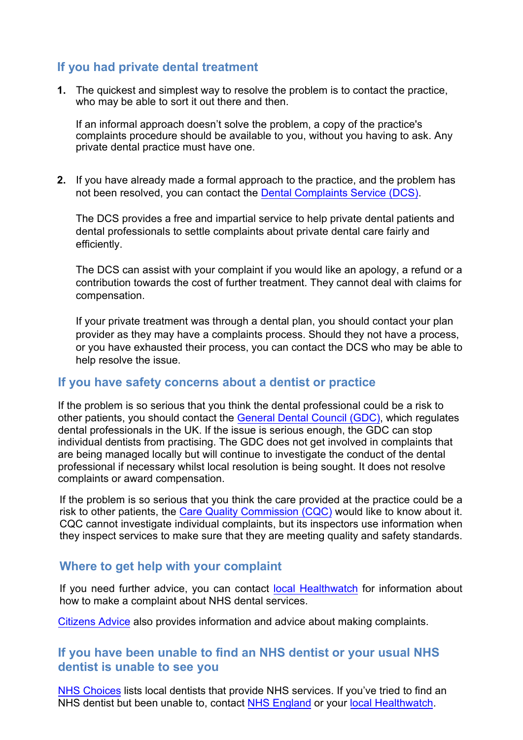## If you had private dental treatment

1. The quickest and simplest way to resolve the problem is to contact the practice, who may be able to sort it out there and then.

   If an informal approach doesn't solve the problem, a copy of the practice's complaints procedure should be available to you, without you having to ask. Any private dental practice must have one.

2. If you have already made a formal approach to the practice, and the problem has not been resolved, you can contact the Dental Complaints Service (DCS).

   The DCS provides a free and impartial service to help private dental patients and dental professionals to settle complaints about private dental care fairly and efficiently.

   The DCS can assist with your complaint if you would like an apology, a refund or a contribution towards the cost of further treatment. They cannot deal with claims for compensation.

   If your private treatment was through a dental plan, you should contact your plan provider as they may have a complaints process. Should they not have a process, or you have exhausted their process, you can contact the DCS who may be able to help resolve the issue.

## If you have safety concerns about a dentist or practice

If the problem is so serious that you think the dental professional could be a risk to other patients, you should contact the General Dental Council (GDC), which regulates dental professionals in the UK. If the issue is serious enough, the GDC can stop individual dentists from practising. The GDC does not get involved in complaints that are being managed locally but will continue to investigate the conduct of the dental professional if necessary whilst local resolution is being sought. It does not resolve complaints or award compensation.

If the problem is so serious that you think the care provided at the practice could be a risk to other patients, the Care Quality Commission (CQC) would like to know about it. CQC cannot investigate individual complaints, but its inspectors use information when they inspect services to make sure that they are meeting quality and safety standards.

## Where to get help with your complaint

If you need further advice, you can contact local Healthwatch for information about how to make a complaint about NHS dental services.

Citizens Advice also provides information and advice about making complaints.

## If you have been unable to find an NHS dentist or your usual NHS dentist is unable to see you

NHS Choices lists local dentists that provide NHS services. If you've tried to find an NHS dentist but been unable to, contact NHS England or your local Healthwatch.